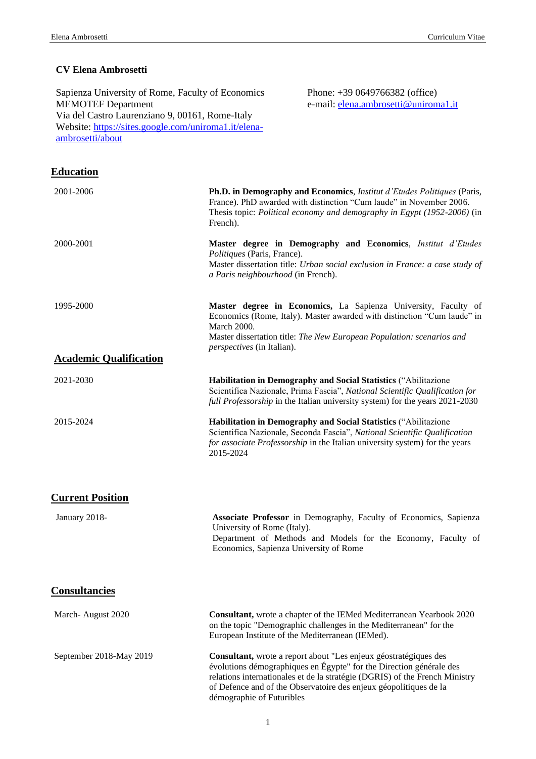# CV Elena Ambrosetti

Sapienza University of Rome, Faculty of Economics
MEMOTEF Department
Via del Castro Laurenziano 9, 00161, Rome-Italy
Website: [https://sites.google.com/uniroma1.it/elena-ambrosetti/about](https://sites.google.com/uniroma1.it/elena-ambrosetti/about)

Phone: +39 0649766382 (office)
e-mail: [elena.ambrosetti@uniroma1.it](mailto:elena.ambrosetti@uniroma1.it)

## Education

**2001-2006**
**Ph.D. in Demography and Economics**, *Institut d'Etudes Politiques* (Paris, France). PhD awarded with distinction "Cum laude" in November 2006.
Thesis topic: *Political economy and demography in Egypt (1952-2006)* (in French).

**2000-2001**
**Master degree in Demography and Economics**, *Institut d'Etudes Politiques* (Paris, France).
Master dissertation title: *Urban social exclusion in France: a case study of a Paris neighbourhood* (in French).

**1995-2000**
**Master degree in Economics,** La Sapienza University, Faculty of Economics (Rome, Italy). Master awarded with distinction "Cum laude" in March 2000.
Master dissertation title: *The New European Population: scenarios and perspectives* (in Italian).

## Academic Qualification

**2021-2030**
**Habilitation in Demography and Social Statistics** ("Abilitazione Scientifica Nazionale, Prima Fascia", *National Scientific Qualification for full Professorship* in the Italian university system) for the years 2021-2030

**2015-2024**
**Habilitation in Demography and Social Statistics** ("Abilitazione Scientifica Nazionale, Seconda Fascia", *National Scientific Qualification for associate Professorship* in the Italian university system) for the years 2015-2024

## Current Position

**January 2018-**
**Associate Professor** in Demography, Faculty of Economics, Sapienza University of Rome (Italy).
Department of Methods and Models for the Economy, Faculty of Economics, Sapienza University of Rome

## Consultancies

**March- August 2020**
**Consultant,** wrote a chapter of the IEMed Mediterranean Yearbook 2020 on the topic "Demographic challenges in the Mediterranean" for the European Institute of the Mediterranean (IEMed).

**September 2018-May 2019**
**Consultant,** wrote a report about "Les enjeux géostratégiques des évolutions démographiques en Égypte" for the Direction générale des relations internationales et de la stratégie (DGRIS) of the French Ministry of Defence and of the Observatoire des enjeux géopolitiques de la démographie of Futuribles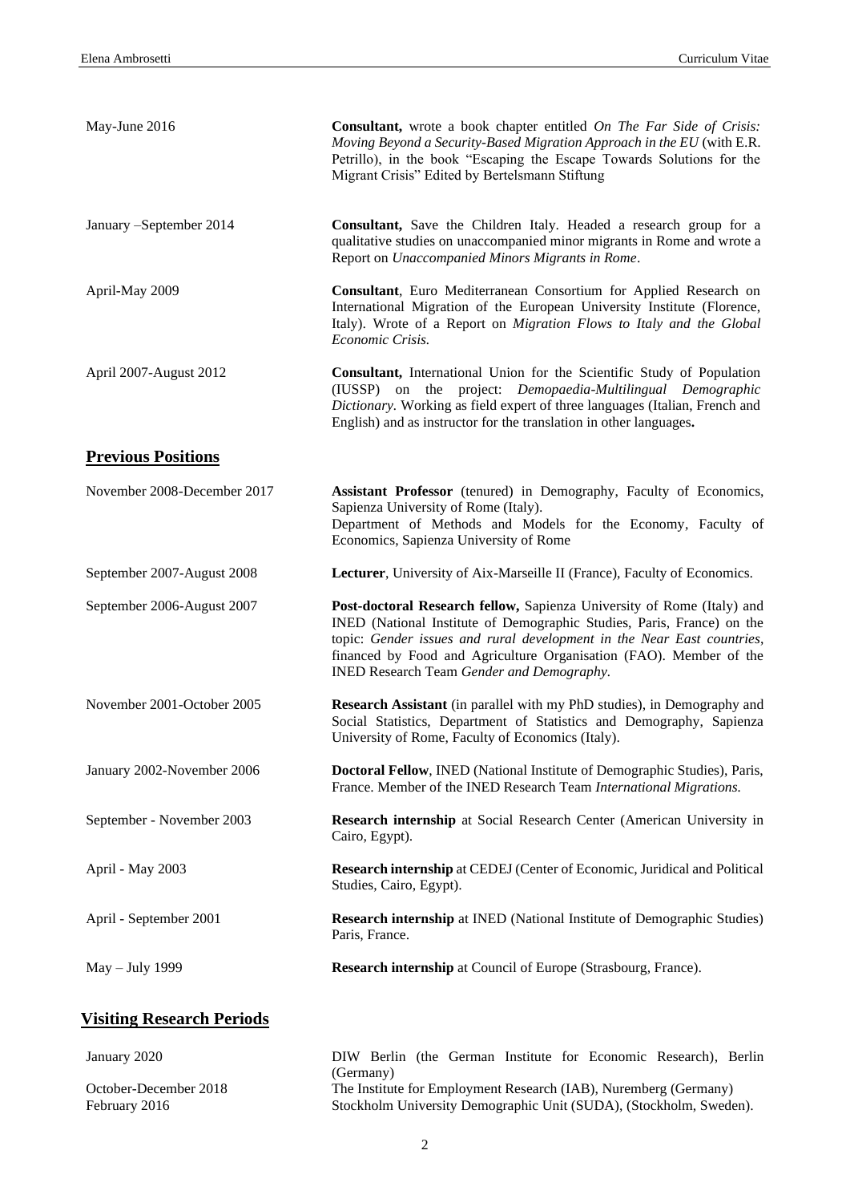| | |
|---|---|
| May-June 2016 | **Consultant,** wrote a book chapter entitled *On The Far Side of Crisis: Moving Beyond a Security-Based Migration Approach in the EU* (with E.R. Petrillo), in the book "Escaping the Escape Towards Solutions for the Migrant Crisis" Edited by Bertelsmann Stiftung |
| January –September 2014 | **Consultant,** Save the Children Italy. Headed a research group for a qualitative studies on unaccompanied minor migrants in Rome and wrote a Report on *Unaccompanied Minors Migrants in Rome*. |
| April-May 2009 | **Consultant**, Euro Mediterranean Consortium for Applied Research on International Migration of the European University Institute (Florence, Italy). Wrote of a Report on *Migration Flows to Italy and the Global Economic Crisis.* |
| April 2007-August 2012 | **Consultant,** International Union for the Scientific Study of Population (IUSSP) on the project: *Demopaedia-Multilingual Demographic Dictionary*. Working as field expert of three languages (Italian, French and English) and as instructor for the translation in other languages**.** |

## Previous Positions

| | |
|---|---|
| November 2008-December 2017 | **Assistant Professor** (tenured) in Demography, Faculty of Economics, Sapienza University of Rome (Italy). Department of Methods and Models for the Economy, Faculty of Economics, Sapienza University of Rome |
| September 2007-August 2008 | **Lecturer**, University of Aix-Marseille II (France), Faculty of Economics. |
| September 2006-August 2007 | **Post-doctoral Research fellow,** Sapienza University of Rome (Italy) and INED (National Institute of Demographic Studies, Paris, France) on the topic: *Gender issues and rural development in the Near East countries*, financed by Food and Agriculture Organisation (FAO). Member of the INED Research Team *Gender and Demography.* |
| November 2001-October 2005 | **Research Assistant** (in parallel with my PhD studies), in Demography and Social Statistics, Department of Statistics and Demography, Sapienza University of Rome, Faculty of Economics (Italy). |
| January 2002-November 2006 | **Doctoral Fellow**, INED (National Institute of Demographic Studies), Paris, France. Member of the INED Research Team *International Migrations.* |
| September - November 2003 | **Research internship** at Social Research Center (American University in Cairo, Egypt). |
| April - May 2003 | **Research internship** at CEDEJ (Center of Economic, Juridical and Political Studies, Cairo, Egypt). |
| April - September 2001 | **Research internship** at INED (National Institute of Demographic Studies) Paris, France. |
| May – July 1999 | **Research internship** at Council of Europe (Strasbourg, France). |

## Visiting Research Periods

| | |
|---|---|
| January 2020 | DIW Berlin (the German Institute for Economic Research), Berlin (Germany) |
| October-December 2018 | The Institute for Employment Research (IAB), Nuremberg (Germany) |
| February 2016 | Stockholm University Demographic Unit (SUDA), (Stockholm, Sweden). |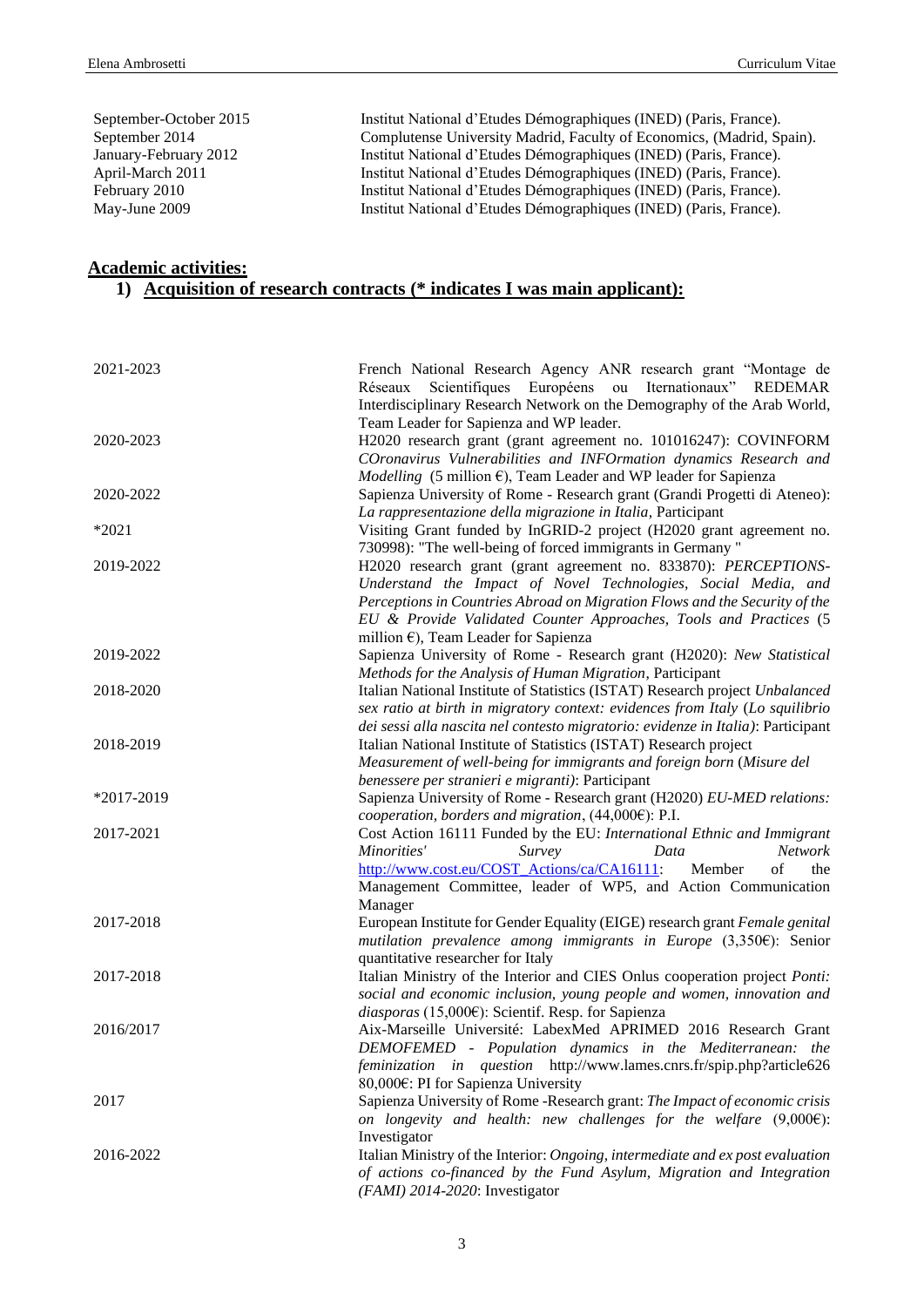| | |
|---|---|
| September-October 2015 | Institut National d'Etudes Démographiques (INED) (Paris, France). |
| September 2014 | Complutense University Madrid, Faculty of Economics, (Madrid, Spain). |
| January-February 2012 | Institut National d'Etudes Démographiques (INED) (Paris, France). |
| April-March 2011 | Institut National d'Etudes Démographiques (INED) (Paris, France). |
| February 2010 | Institut National d'Etudes Démographiques (INED) (Paris, France). |
| May-June 2009 | Institut National d'Etudes Démographiques (INED) (Paris, France). |

## **Academic activities:**

### 1) Acquisition of research contracts (* indicates I was main applicant):

| | |
|---|---|
| 2021-2023 | French National Research Agency ANR research grant "Montage de Réseaux Scientifiques Européens ou Iternationaux" REDEMAR Interdisciplinary Research Network on the Demography of the Arab World, Team Leader for Sapienza and WP leader. |
| 2020-2023 | H2020 research grant (grant agreement no. 101016247): COVINFORM *COronavirus Vulnerabilities and INFOrmation dynamics Research and Modelling* (5 million €), Team Leader and WP leader for Sapienza |
| 2020-2022 | Sapienza University of Rome - Research grant (Grandi Progetti di Ateneo): *La rappresentazione della migrazione in Italia,* Participant |
| *2021 | Visiting Grant funded by InGRID-2 project (H2020 grant agreement no. 730998): "The well-being of forced immigrants in Germany " |
| 2019-2022 | H2020 research grant (grant agreement no. 833870): *PERCEPTIONS- Understand the Impact of Novel Technologies, Social Media, and Perceptions in Countries Abroad on Migration Flows and the Security of the EU & Provide Validated Counter Approaches, Tools and Practices* (5 million €), Team Leader for Sapienza |
| 2019-2022 | Sapienza University of Rome - Research grant (H2020): *New Statistical Methods for the Analysis of Human Migration,* Participant |
| 2018-2020 | Italian National Institute of Statistics (ISTAT) Research project *Unbalanced sex ratio at birth in migratory context: evidences from Italy* (*Lo squilibrio dei sessi alla nascita nel contesto migratorio: evidenze in Italia)*: Participant |
| 2018-2019 | Italian National Institute of Statistics (ISTAT) Research project *Measurement of well-being for immigrants and foreign born* (*Misure del benessere per stranieri e migranti)*: Participant |
| *2017-2019 | Sapienza University of Rome - Research grant (H2020) *EU-MED relations: cooperation, borders and migration*, (44,000€): P.I. |
| 2017-2021 | Cost Action 16111 Funded by the EU: *International Ethnic and Immigrant Minorities' Survey Data Network* http://www.cost.eu/COST_Actions/ca/CA16111: Member of the Management Committee, leader of WP5, and Action Communication Manager |
| 2017-2018 | European Institute for Gender Equality (EIGE) research grant *Female genital mutilation prevalence among immigrants in Europe* (3,350€): Senior quantitative researcher for Italy |
| 2017-2018 | Italian Ministry of the Interior and CIES Onlus cooperation project *Ponti: social and economic inclusion, young people and women, innovation and diasporas* (15,000€): Scientif. Resp. for Sapienza |
| 2016/2017 | Aix-Marseille Université: LabexMed APRIMED 2016 Research Grant *DEMOFEMED - Population dynamics in the Mediterranean: the feminization in question* http://www.lames.cnrs.fr/spip.php?article626 80,000€: PI for Sapienza University |
| 2017 | Sapienza University of Rome -Research grant: *The Impact of economic crisis on longevity and health: new challenges for the welfare* (9,000€): Investigator |
| 2016-2022 | Italian Ministry of the Interior: *Ongoing, intermediate and ex post evaluation of actions co-financed by the Fund Asylum, Migration and Integration (FAMI) 2014-2020*: Investigator |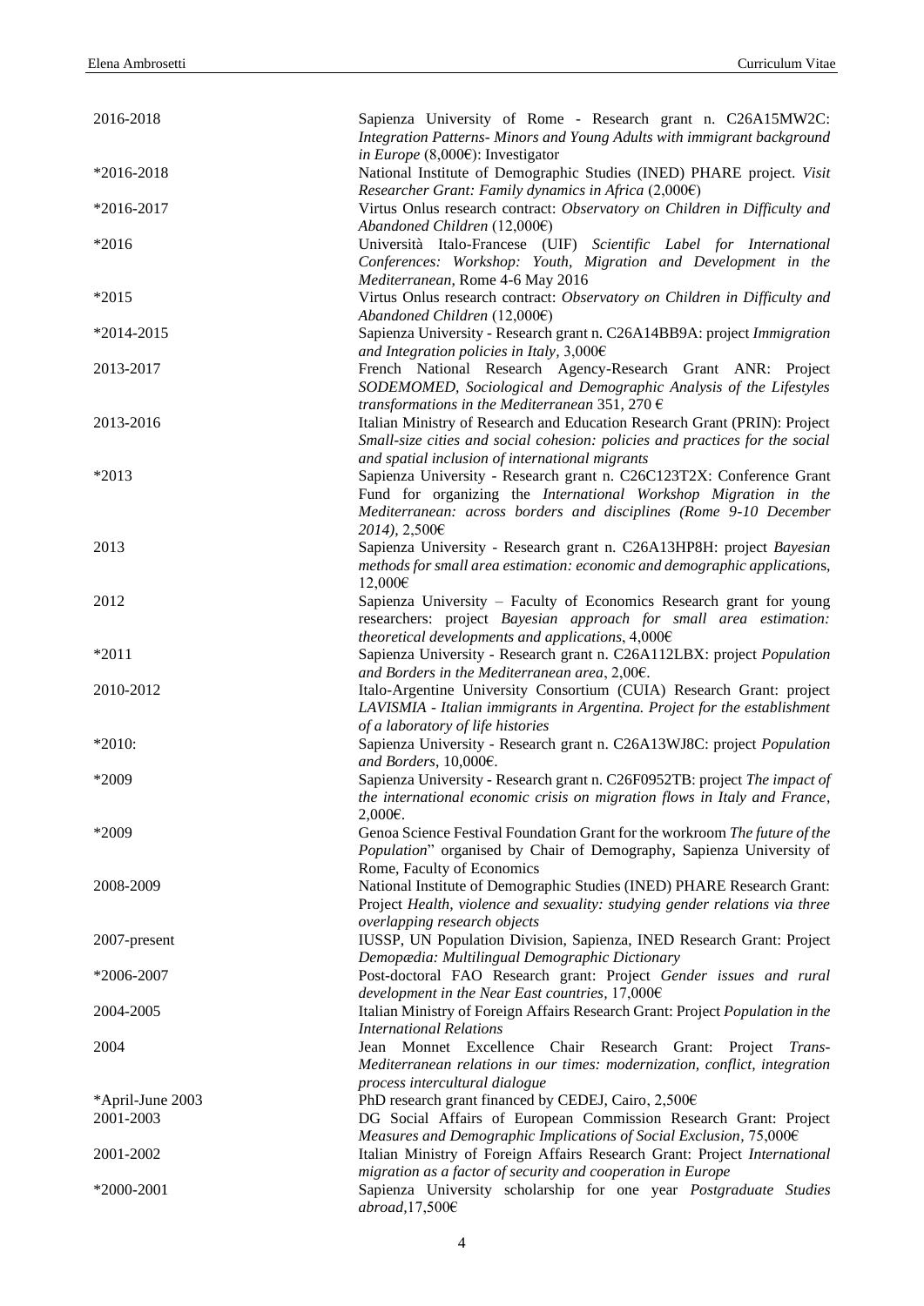| | |
|---|---|
| 2016-2018 | Sapienza University of Rome - Research grant n. C26A15MW2C: *Integration Patterns- Minors and Young Adults with immigrant background in Europe* (8,000€): Investigator |
| *2016-2018 | National Institute of Demographic Studies (INED) PHARE project. *Visit Researcher Grant: Family dynamics in Africa* (2,000€) |
| *2016-2017 | Virtus Onlus research contract: *Observatory on Children in Difficulty and Abandoned Children* (12,000€) |
| *2016 | Università Italo-Francese (UIF) *Scientific Label for International Conferences: Workshop: Youth, Migration and Development in the Mediterranean*, Rome 4-6 May 2016 |
| *2015 | Virtus Onlus research contract: *Observatory on Children in Difficulty and Abandoned Children* (12,000€) |
| *2014-2015 | Sapienza University - Research grant n. C26A14BB9A: project *Immigration and Integration policies in Italy*, 3,000€ |
| 2013-2017 | French National Research Agency-Research Grant ANR: Project *SODEMOMED, Sociological and Demographic Analysis of the Lifestyles transformations in the Mediterranean* 351, 270 € |
| 2013-2016 | Italian Ministry of Research and Education Research Grant (PRIN): Project *Small-size cities and social cohesion: policies and practices for the social and spatial inclusion of international migrants* |
| *2013 | Sapienza University - Research grant n. C26C123T2X: Conference Grant Fund for organizing the *International Workshop Migration in the Mediterranean: across borders and disciplines (Rome 9-10 December 2014)*, 2,500€ |
| 2013 | Sapienza University - Research grant n. C26A13HP8H: project *Bayesian methods for small area estimation: economic and demographic applications*, 12,000€ |
| 2012 | Sapienza University – Faculty of Economics Research grant for young researchers: project *Bayesian approach for small area estimation: theoretical developments and applications*, 4,000€ |
| *2011 | Sapienza University - Research grant n. C26A112LBX: project *Population and Borders in the Mediterranean area*, 2,00€. |
| 2010-2012 | Italo-Argentine University Consortium (CUIA) Research Grant: project *LAVISMIA - Italian immigrants in Argentina. Project for the establishment of a laboratory of life histories* |
| *2010: | Sapienza University - Research grant n. C26A13WJ8C: project *Population and Borders*, 10,000€. |
| *2009 | Sapienza University - Research grant n. C26F0952TB: project *The impact of the international economic crisis on migration flows in Italy and France*, 2,000€. |
| *2009 | Genoa Science Festival Foundation Grant for the workroom *The future of the Population*" organised by Chair of Demography, Sapienza University of Rome, Faculty of Economics |
| 2008-2009 | National Institute of Demographic Studies (INED) PHARE Research Grant: Project *Health, violence and sexuality: studying gender relations via three overlapping research objects* |
| 2007-present | IUSSP, UN Population Division, Sapienza, INED Research Grant: Project *Demopædia: Multilingual Demographic Dictionary* |
| *2006-2007 | Post-doctoral FAO Research grant: Project *Gender issues and rural development in the Near East countries*, 17,000€ |
| 2004-2005 | Italian Ministry of Foreign Affairs Research Grant: Project *Population in the International Relations* |
| 2004 | Jean Monnet Excellence Chair Research Grant: Project *Trans-Mediterranean relations in our times: modernization, conflict, integration process intercultural dialogue* |
| *April-June 2003 | PhD research grant financed by CEDEJ, Cairo, 2,500€ |
| 2001-2003 | DG Social Affairs of European Commission Research Grant: Project *Measures and Demographic Implications of Social Exclusion*, 75,000€ |
| 2001-2002 | Italian Ministry of Foreign Affairs Research Grant: Project *International migration as a factor of security and cooperation in Europe* |
| *2000-2001 | Sapienza University scholarship for one year *Postgraduate Studies abroad*,17,500€ |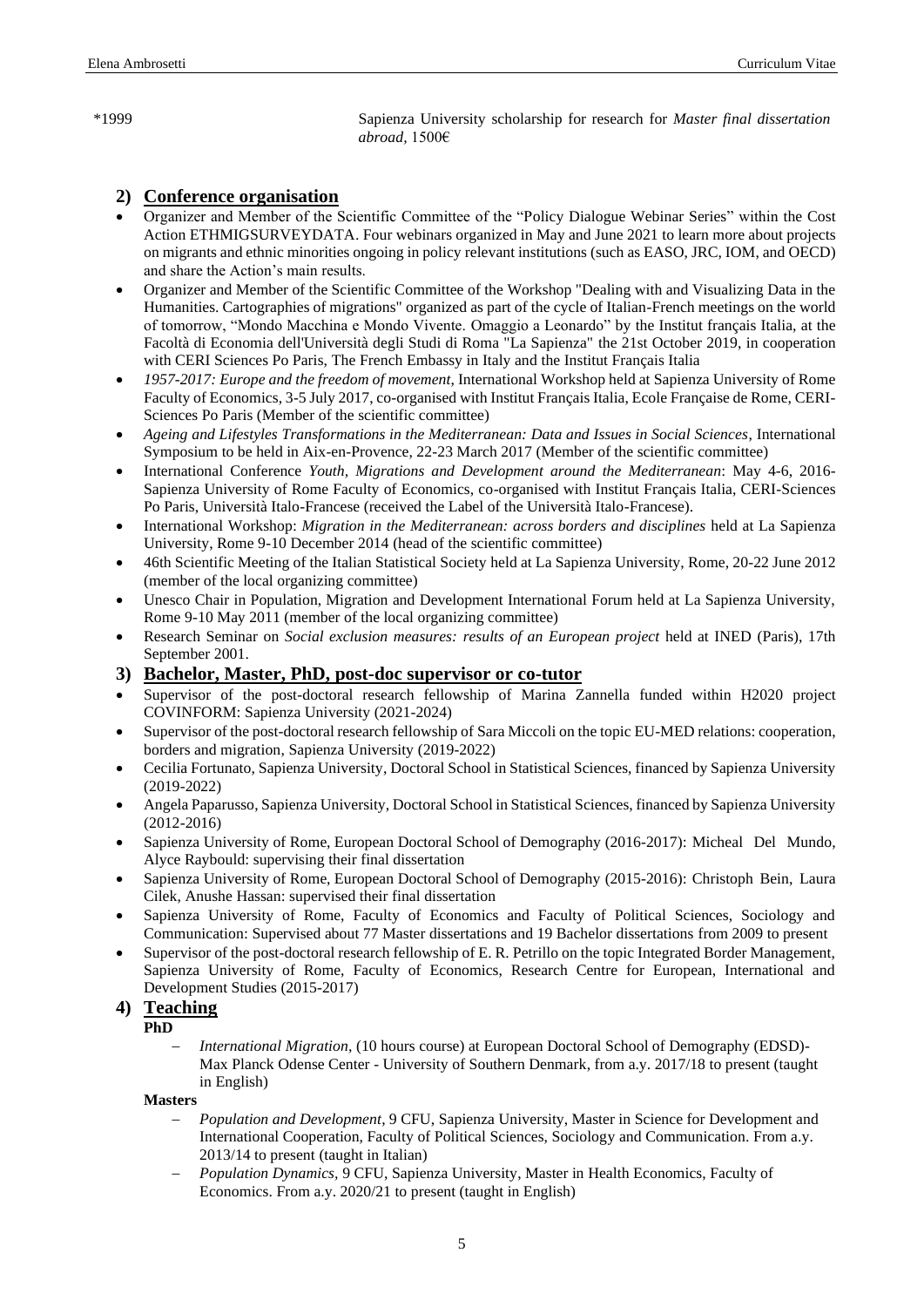*1999 Sapienza University scholarship for research for *Master final dissertation abroad*, 1500€

## 2) Conference organisation

- Organizer and Member of the Scientific Committee of the "Policy Dialogue Webinar Series" within the Cost Action ETHMIGSURVEYDATA. Four webinars organized in May and June 2021 to learn more about projects on migrants and ethnic minorities ongoing in policy relevant institutions (such as EASO, JRC, IOM, and OECD) and share the Action's main results.
- Organizer and Member of the Scientific Committee of the Workshop "Dealing with and Visualizing Data in the Humanities. Cartographies of migrations" organized as part of the cycle of Italian-French meetings on the world of tomorrow, "Mondo Macchina e Mondo Vivente. Omaggio a Leonardo" by the Institut français Italia, at the Facoltà di Economia dell'Università degli Studi di Roma "La Sapienza" the 21st October 2019, in cooperation with CERI Sciences Po Paris, The French Embassy in Italy and the Institut Français Italia
- *1957-2017: Europe and the freedom of movement,* International Workshop held at Sapienza University of Rome Faculty of Economics, 3-5 July 2017, co-organised with Institut Français Italia, Ecole Française de Rome, CERI-Sciences Po Paris (Member of the scientific committee)
- *Ageing and Lifestyles Transformations in the Mediterranean: Data and Issues in Social Sciences*, International Symposium to be held in Aix-en-Provence, 22-23 March 2017 (Member of the scientific committee)
- International Conference *Youth, Migrations and Development around the Mediterranean*: May 4-6, 2016- Sapienza University of Rome Faculty of Economics, co-organised with Institut Français Italia, CERI-Sciences Po Paris, Università Italo-Francese (received the Label of the Università Italo-Francese).
- International Workshop: *Migration in the Mediterranean: across borders and disciplines* held at La Sapienza University, Rome 9-10 December 2014 (head of the scientific committee)
- 46th Scientific Meeting of the Italian Statistical Society held at La Sapienza University, Rome, 20-22 June 2012 (member of the local organizing committee)
- Unesco Chair in Population, Migration and Development International Forum held at La Sapienza University, Rome 9-10 May 2011 (member of the local organizing committee)
- Research Seminar on *Social exclusion measures: results of an European project* held at INED (Paris), 17th September 2001.

## 3) Bachelor, Master, PhD, post-doc supervisor or co-tutor

- Supervisor of the post-doctoral research fellowship of Marina Zannella funded within H2020 project COVINFORM: Sapienza University (2021-2024)
- Supervisor of the post-doctoral research fellowship of Sara Miccoli on the topic EU-MED relations: cooperation, borders and migration, Sapienza University (2019-2022)
- Cecilia Fortunato, Sapienza University, Doctoral School in Statistical Sciences, financed by Sapienza University (2019-2022)
- Angela Paparusso, Sapienza University, Doctoral School in Statistical Sciences, financed by Sapienza University (2012-2016)
- Sapienza University of Rome, European Doctoral School of Demography (2016-2017): Micheal Del Mundo, Alyce Raybould: supervising their final dissertation
- Sapienza University of Rome, European Doctoral School of Demography (2015-2016): Christoph Bein, Laura Cilek, Anushe Hassan: supervised their final dissertation
- Sapienza University of Rome, Faculty of Economics and Faculty of Political Sciences, Sociology and Communication: Supervised about 77 Master dissertations and 19 Bachelor dissertations from 2009 to present
- Supervisor of the post-doctoral research fellowship of E. R. Petrillo on the topic Integrated Border Management, Sapienza University of Rome, Faculty of Economics, Research Centre for European, International and Development Studies (2015-2017)

## 4) Teaching

**PhD**

- *International Migration*, (10 hours course) at European Doctoral School of Demography (EDSD)- Max Planck Odense Center - University of Southern Denmark, from a.y. 2017/18 to present (taught in English)

**Masters**

- *Population and Development*, 9 CFU, Sapienza University, Master in Science for Development and International Cooperation, Faculty of Political Sciences, Sociology and Communication. From a.y. 2013/14 to present (taught in Italian)
- *Population Dynamics,* 9 CFU, Sapienza University, Master in Health Economics, Faculty of Economics. From a.y. 2020/21 to present (taught in English)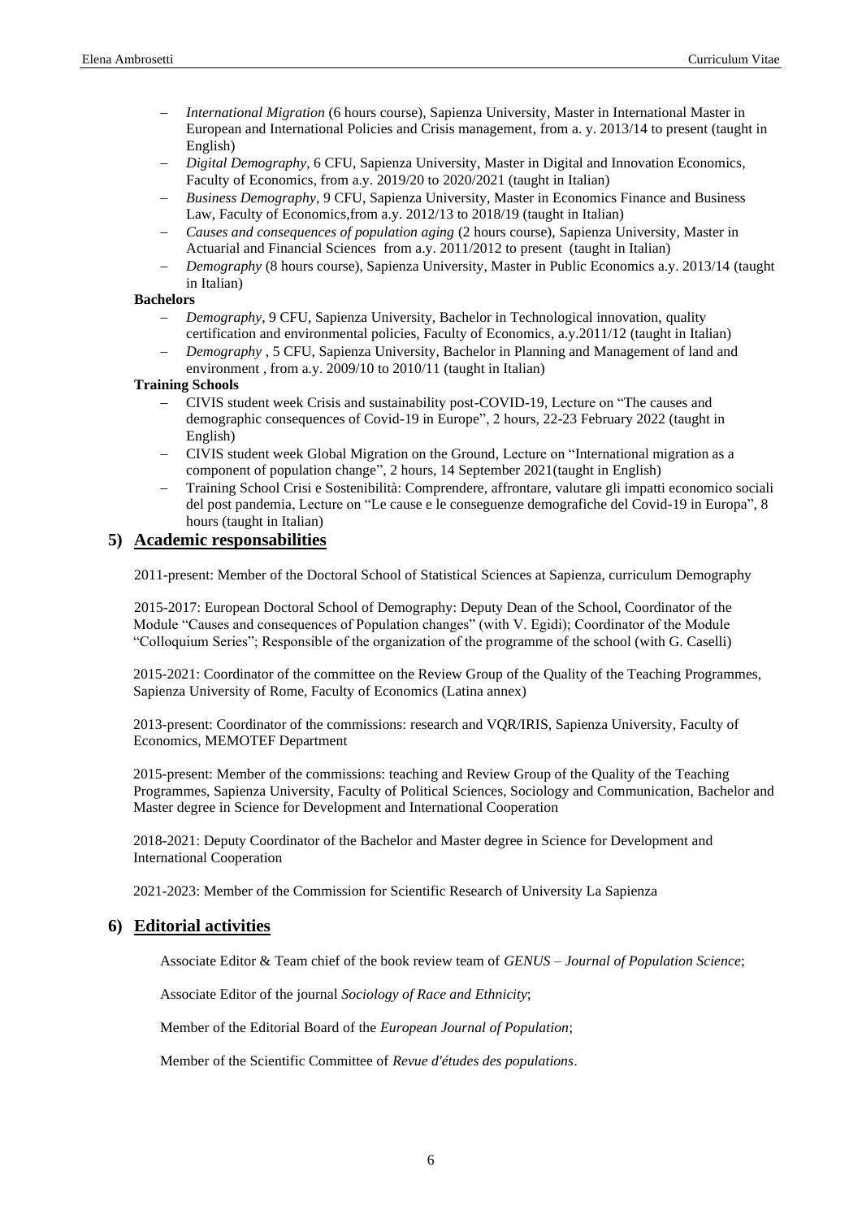- *International Migration* (6 hours course), Sapienza University, Master in International Master in European and International Policies and Crisis management, from a. y. 2013/14 to present (taught in English)
- *Digital Demography*, 6 CFU, Sapienza University, Master in Digital and Innovation Economics, Faculty of Economics, from a.y. 2019/20 to 2020/2021 (taught in Italian)
- *Business Demography*, 9 CFU, Sapienza University, Master in Economics Finance and Business Law, Faculty of Economics,from a.y. 2012/13 to 2018/19 (taught in Italian)
- *Causes and consequences of population aging* (2 hours course), Sapienza University, Master in Actuarial and Financial Sciences from a.y. 2011/2012 to present (taught in Italian)
- *Demography* (8 hours course), Sapienza University, Master in Public Economics a.y. 2013/14 (taught in Italian)

**Bachelors**

- *Demography*, 9 CFU, Sapienza University, Bachelor in Technological innovation, quality certification and environmental policies, Faculty of Economics, a.y.2011/12 (taught in Italian)
- *Demography* , 5 CFU, Sapienza University, Bachelor in Planning and Management of land and environment , from a.y. 2009/10 to 2010/11 (taught in Italian)

**Training Schools**

- CIVIS student week Crisis and sustainability post-COVID-19, Lecture on "The causes and demographic consequences of Covid-19 in Europe", 2 hours, 22-23 February 2022 (taught in English)
- CIVIS student week Global Migration on the Ground, Lecture on "International migration as a component of population change", 2 hours, 14 September 2021(taught in English)
- Training School Crisi e Sostenibilità: Comprendere, affrontare, valutare gli impatti economico sociali del post pandemia, Lecture on "Le cause e le conseguenze demografiche del Covid-19 in Europa", 8 hours (taught in Italian)

## 5) Academic responsabilities

2011-present: Member of the Doctoral School of Statistical Sciences at Sapienza, curriculum Demography

2015-2017: European Doctoral School of Demography: Deputy Dean of the School, Coordinator of the Module "Causes and consequences of Population changes" (with V. Egidi); Coordinator of the Module "Colloquium Series"; Responsible of the organization of the programme of the school (with G. Caselli)

2015-2021: Coordinator of the committee on the Review Group of the Quality of the Teaching Programmes, Sapienza University of Rome, Faculty of Economics (Latina annex)

2013-present: Coordinator of the commissions: research and VQR/IRIS, Sapienza University, Faculty of Economics, MEMOTEF Department

2015-present: Member of the commissions: teaching and Review Group of the Quality of the Teaching Programmes, Sapienza University, Faculty of Political Sciences, Sociology and Communication, Bachelor and Master degree in Science for Development and International Cooperation

2018-2021: Deputy Coordinator of the Bachelor and Master degree in Science for Development and International Cooperation

2021-2023: Member of the Commission for Scientific Research of University La Sapienza

## 6) Editorial activities

Associate Editor & Team chief of the book review team of *GENUS – Journal of Population Science*;

Associate Editor of the journal *Sociology of Race and Ethnicity*;

Member of the Editorial Board of the *European Journal of Population*;

Member of the Scientific Committee of *Revue d'études des populations*.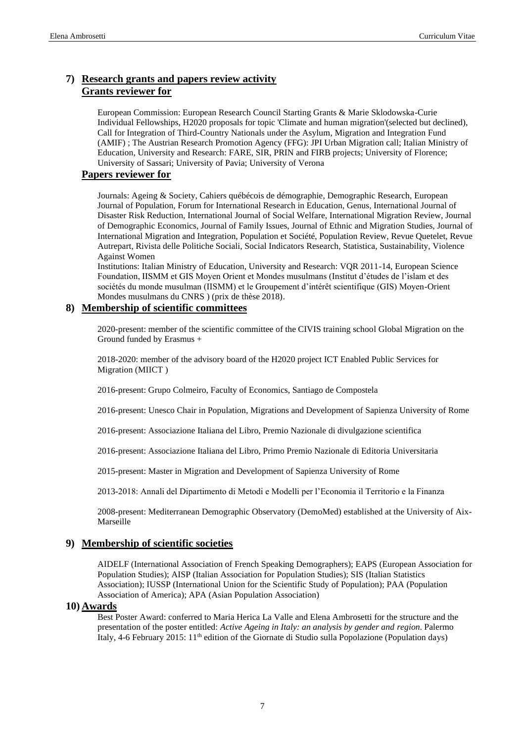## 7) Research grants and papers review activity

### Grants reviewer for

European Commission: European Research Council Starting Grants & Marie Sklodowska-Curie Individual Fellowships, H2020 proposals for topic 'Climate and human migration'(selected but declined), Call for Integration of Third-Country Nationals under the Asylum, Migration and Integration Fund (AMIF) ; The Austrian Research Promotion Agency (FFG): JPI Urban Migration call; Italian Ministry of Education, University and Research: FARE, SIR, PRIN and FIRB projects; University of Florence; University of Sassari; University of Pavia; University of Verona

### Papers reviewer for

Journals: Ageing & Society, Cahiers québécois de démographie, Demographic Research, European Journal of Population, Forum for International Research in Education, Genus, International Journal of Disaster Risk Reduction, International Journal of Social Welfare, International Migration Review, Journal of Demographic Economics, Journal of Family Issues, Journal of Ethnic and Migration Studies, Journal of International Migration and Integration, Population et Société, Population Review, Revue Quetelet, Revue Autrepart, Rivista delle Politiche Sociali, Social Indicators Research, Statistica, Sustainability, Violence Against Women

Institutions: Italian Ministry of Education, University and Research: VQR 2011-14, European Science Foundation, IISMM et GIS Moyen Orient et Mondes musulmans (Institut d'études de l'islam et des sociétés du monde musulman (IISMM) et le Groupement d'intérêt scientifique (GIS) Moyen-Orient Mondes musulmans du CNRS ) (prix de thèse 2018).

## 8) Membership of scientific committees

2020-present: member of the scientific committee of the CIVIS training school Global Migration on the Ground funded by Erasmus +

2018-2020: member of the advisory board of the H2020 project ICT Enabled Public Services for Migration (MIICT )

2016-present: Grupo Colmeiro, Faculty of Economics, Santiago de Compostela

2016-present: Unesco Chair in Population, Migrations and Development of Sapienza University of Rome

2016-present: Associazione Italiana del Libro, Premio Nazionale di divulgazione scientifica

2016-present: Associazione Italiana del Libro, Primo Premio Nazionale di Editoria Universitaria

2015-present: Master in Migration and Development of Sapienza University of Rome

2013-2018: Annali del Dipartimento di Metodi e Modelli per l'Economia il Territorio e la Finanza

2008-present: Mediterranean Demographic Observatory (DemoMed) established at the University of Aix-Marseille

## 9) Membership of scientific societies

AIDELF (International Association of French Speaking Demographers); EAPS (European Association for Population Studies); AISP (Italian Association for Population Studies); SIS (Italian Statistics Association); IUSSP (International Union for the Scientific Study of Population); PAA (Population Association of America); APA (Asian Population Association)

## 10) Awards

Best Poster Award: conferred to Maria Herica La Valle and Elena Ambrosetti for the structure and the presentation of the poster entitled: *Active Ageing in Italy: an analysis by gender and region*. Palermo Italy, 4-6 February 2015: 11th edition of the Giornate di Studio sulla Popolazione (Population days)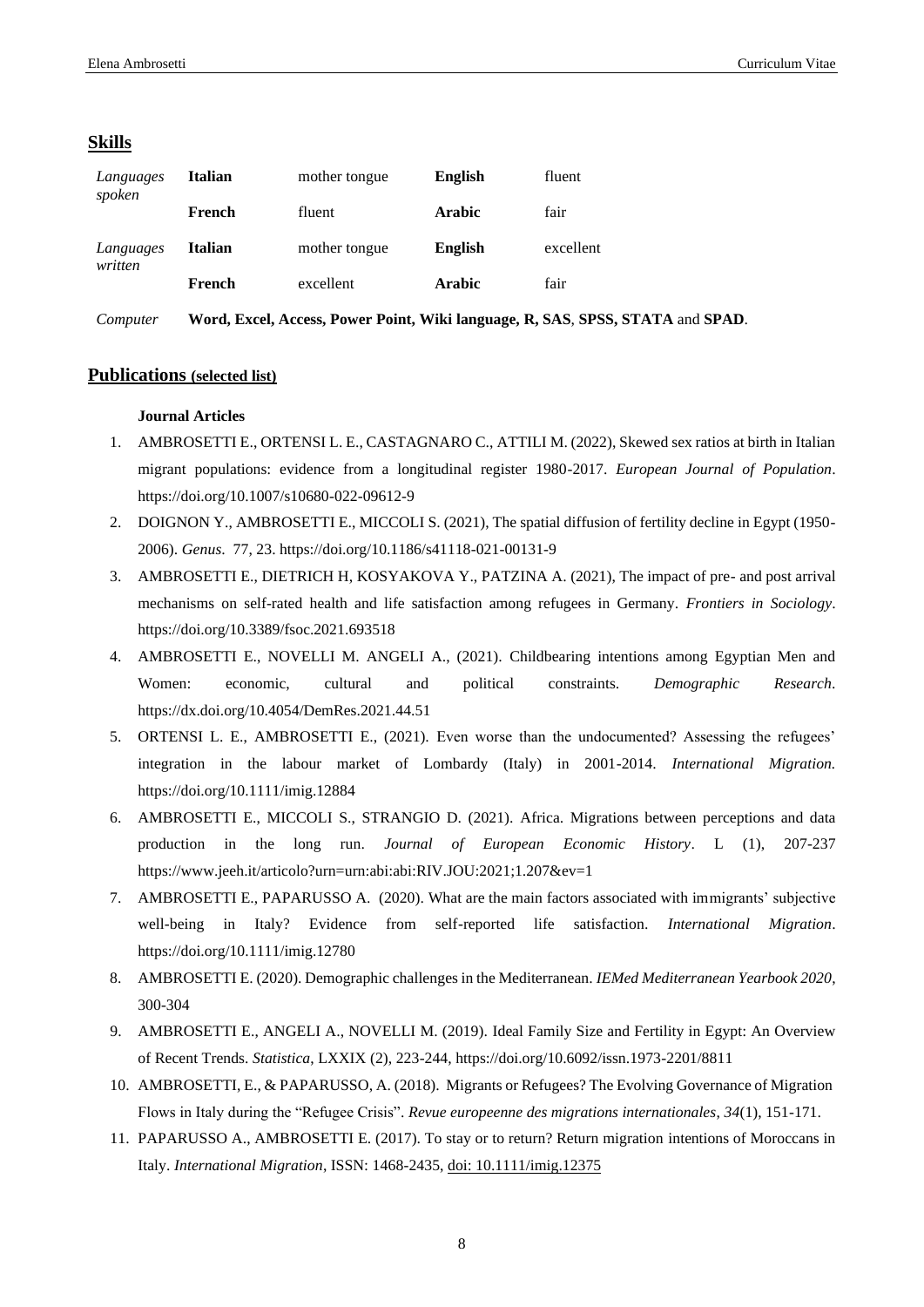## Skills

| | | | | |
|---|---|---|---|---|
| *Languages spoken* | **Italian** | mother tongue | **English** | fluent |
| | **French** | fluent | **Arabic** | fair |
| *Languages written* | **Italian** | mother tongue | **English** | excellent |
| | **French** | excellent | **Arabic** | fair |

*Computer* **Word, Excel, Access, Power Point, Wiki language, R, SAS**, **SPSS, STATA** and **SPAD**.

## Publications (selected list)

### Journal Articles

1. AMBROSETTI E., ORTENSI L. E., CASTAGNARO C., ATTILI M. (2022), Skewed sex ratios at birth in Italian migrant populations: evidence from a longitudinal register 1980-2017. *European Journal of Population*. https://doi.org/10.1007/s10680-022-09612-9
2. DOIGNON Y., AMBROSETTI E., MICCOLI S. (2021), The spatial diffusion of fertility decline in Egypt (1950-2006). *Genus.* 77, 23. https://doi.org/10.1186/s41118-021-00131-9
3. AMBROSETTI E., DIETRICH H, KOSYAKOVA Y., PATZINA A. (2021), The impact of pre- and post arrival mechanisms on self-rated health and life satisfaction among refugees in Germany. *Frontiers in Sociology*. https://doi.org/10.3389/fsoc.2021.693518
4. AMBROSETTI E., NOVELLI M. ANGELI A., (2021). Childbearing intentions among Egyptian Men and Women: economic, cultural and political constraints. *Demographic Research*. https://dx.doi.org/10.4054/DemRes.2021.44.51
5. ORTENSI L. E., AMBROSETTI E., (2021). Even worse than the undocumented? Assessing the refugees' integration in the labour market of Lombardy (Italy) in 2001-2014. *International Migration.* https://doi.org/10.1111/imig.12884
6. AMBROSETTI E., MICCOLI S., STRANGIO D. (2021). Africa. Migrations between perceptions and data production in the long run. *Journal of European Economic History*. L (1), 207-237 https://www.jeeh.it/articolo?urn=urn:abi:abi:RIV.JOU:2021;1.207&ev=1
7. AMBROSETTI E., PAPARUSSO A. (2020). What are the main factors associated with immigrants' subjective well-being in Italy? Evidence from self-reported life satisfaction. *International Migration*. https://doi.org/10.1111/imig.12780
8. AMBROSETTI E. (2020). Demographic challenges in the Mediterranean. *IEMed Mediterranean Yearbook 2020*, 300-304
9. AMBROSETTI E., ANGELI A., NOVELLI M. (2019). Ideal Family Size and Fertility in Egypt: An Overview of Recent Trends. *Statistica*, LXXIX (2), 223-244, https://doi.org/10.6092/issn.1973-2201/8811
10. AMBROSETTI, E., & PAPARUSSO, A. (2018). Migrants or Refugees? The Evolving Governance of Migration Flows in Italy during the "Refugee Crisis". *Revue europeenne des migrations internationales*, *34*(1), 151-171.
11. PAPARUSSO A., AMBROSETTI E. (2017). To stay or to return? Return migration intentions of Moroccans in Italy. *International Migration*, ISSN: 1468-2435, doi: 10.1111/imig.12375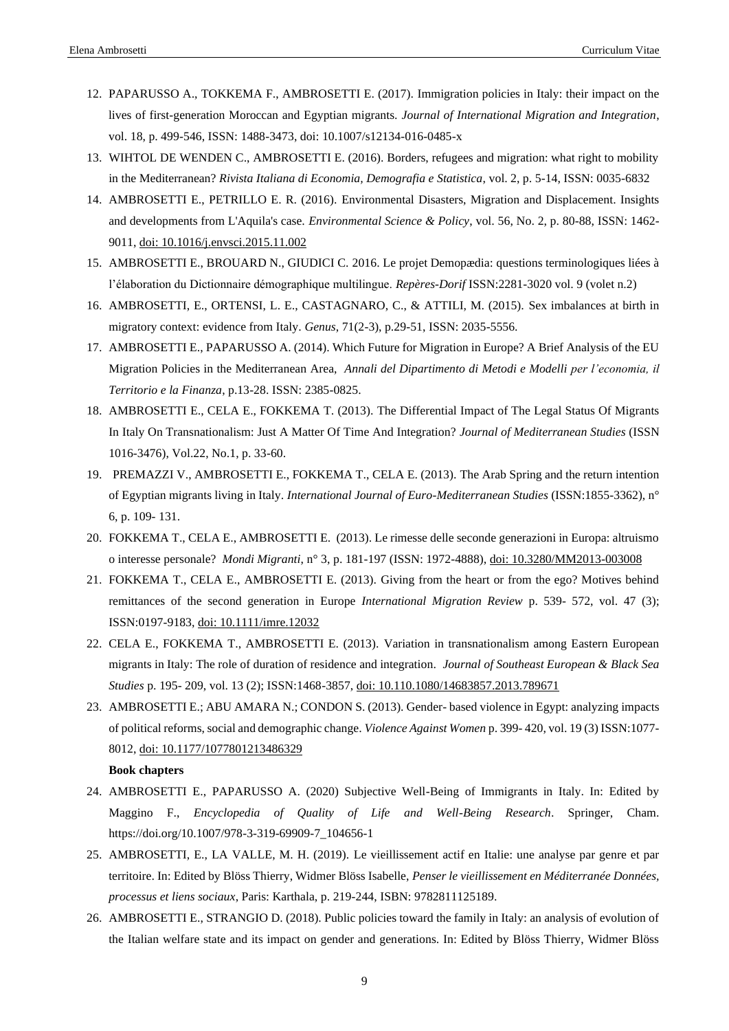12. PAPARUSSO A., TOKKEMA F., AMBROSETTI E. (2017). Immigration policies in Italy: their impact on the lives of first-generation Moroccan and Egyptian migrants. *Journal of International Migration and Integration*, vol. 18, p. 499-546, ISSN: 1488-3473, doi: 10.1007/s12134-016-0485-x
13. WIHTOL DE WENDEN C., AMBROSETTI E. (2016). Borders, refugees and migration: what right to mobility in the Mediterranean? *Rivista Italiana di Economia, Demografia e Statistica*, vol. 2, p. 5-14, ISSN: 0035-6832
14. AMBROSETTI E., PETRILLO E. R. (2016). Environmental Disasters, Migration and Displacement. Insights and developments from L'Aquila's case. *Environmental Science & Policy*, vol. 56, No. 2, p. 80-88, ISSN: 1462-9011, doi: 10.1016/j.envsci.2015.11.002
15. AMBROSETTI E., BROUARD N., GIUDICI C. 2016. Le projet Demopædia: questions terminologiques liées à l'élaboration du Dictionnaire démographique multilingue. *Repères-Dorif* ISSN:2281-3020 vol. 9 (volet n.2)
16. AMBROSETTI, E., ORTENSI, L. E., CASTAGNARO, C., & ATTILI, M. (2015). Sex imbalances at birth in migratory context: evidence from Italy. *Genus*, 71(2-3), p.29-51, ISSN: 2035-5556.
17. AMBROSETTI E., PAPARUSSO A. (2014). Which Future for Migration in Europe? A Brief Analysis of the EU Migration Policies in the Mediterranean Area, *Annali del Dipartimento di Metodi e Modelli per l'economia, il Territorio e la Finanza*, p.13-28. ISSN: 2385-0825.
18. AMBROSETTI E., CELA E., FOKKEMA T. (2013). The Differential Impact of The Legal Status Of Migrants In Italy On Transnationalism: Just A Matter Of Time And Integration? *Journal of Mediterranean Studies* (ISSN 1016-3476), Vol.22, No.1, p. 33-60.
19. PREMAZZI V., AMBROSETTI E., FOKKEMA T., CELA E. (2013). The Arab Spring and the return intention of Egyptian migrants living in Italy. *International Journal of Euro-Mediterranean Studies* (ISSN:1855-3362), n° 6, p. 109- 131.
20. FOKKEMA T., CELA E., AMBROSETTI E. (2013). Le rimesse delle seconde generazioni in Europa: altruismo o interesse personale? *Mondi Migranti*, n° 3, p. 181-197 (ISSN: 1972-4888), doi: 10.3280/MM2013-003008
21. FOKKEMA T., CELA E., AMBROSETTI E. (2013). Giving from the heart or from the ego? Motives behind remittances of the second generation in Europe *International Migration Review* p. 539- 572, vol. 47 (3); ISSN:0197-9183, doi: 10.1111/imre.12032
22. CELA E., FOKKEMA T., AMBROSETTI E. (2013). Variation in transnationalism among Eastern European migrants in Italy: The role of duration of residence and integration. *Journal of Southeast European & Black Sea Studies* p. 195- 209, vol. 13 (2); ISSN:1468-3857, doi: 10.110.1080/14683857.2013.789671
23. AMBROSETTI E.; ABU AMARA N.; CONDON S. (2013). Gender- based violence in Egypt: analyzing impacts of political reforms, social and demographic change. *Violence Against Women* p. 399- 420, vol. 19 (3) ISSN:1077-8012, doi: 10.1177/1077801213486329

**Book chapters**

24. AMBROSETTI E., PAPARUSSO A. (2020) Subjective Well-Being of Immigrants in Italy. In: Edited by Maggino F., *Encyclopedia of Quality of Life and Well-Being Research*. Springer, Cham. https://doi.org/10.1007/978-3-319-69909-7_104656-1
25. AMBROSETTI, E., LA VALLE, M. H. (2019). Le vieillissement actif en Italie: une analyse par genre et par territoire. In: Edited by Blöss Thierry, Widmer Blöss Isabelle, *Penser le vieillissement en Méditerranée Données, processus et liens sociaux*, Paris: Karthala, p. 219-244, ISBN: 9782811125189.
26. AMBROSETTI E., STRANGIO D. (2018). Public policies toward the family in Italy: an analysis of evolution of the Italian welfare state and its impact on gender and generations. In: Edited by Blöss Thierry, Widmer Blöss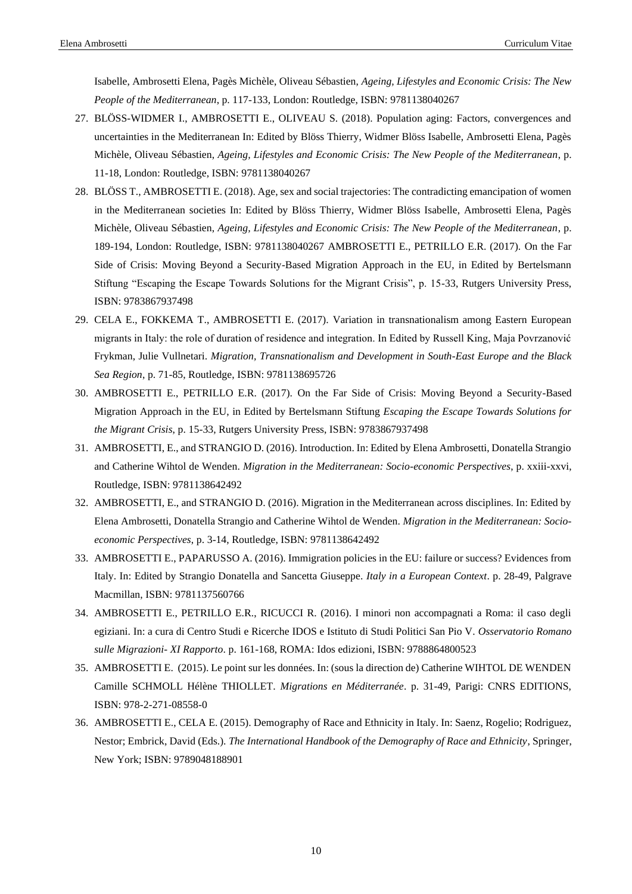Isabelle, Ambrosetti Elena, Pagès Michèle, Oliveau Sébastien, *Ageing, Lifestyles and Economic Crisis: The New People of the Mediterranean*, p. 117-133, London: Routledge, ISBN: 9781138040267

27. BLÖSS-WIDMER I., AMBROSETTI E., OLIVEAU S. (2018). Population aging: Factors, convergences and uncertainties in the Mediterranean In: Edited by Blöss Thierry, Widmer Blöss Isabelle, Ambrosetti Elena, Pagès Michèle, Oliveau Sébastien, *Ageing, Lifestyles and Economic Crisis: The New People of the Mediterranean*, p. 11-18, London: Routledge, ISBN: 9781138040267
28. BLÖSS T., AMBROSETTI E. (2018). Age, sex and social trajectories: The contradicting emancipation of women in the Mediterranean societies In: Edited by Blöss Thierry, Widmer Blöss Isabelle, Ambrosetti Elena, Pagès Michèle, Oliveau Sébastien, *Ageing, Lifestyles and Economic Crisis: The New People of the Mediterranean*, p. 189-194, London: Routledge, ISBN: 9781138040267 AMBROSETTI E., PETRILLO E.R. (2017). On the Far Side of Crisis: Moving Beyond a Security-Based Migration Approach in the EU, in Edited by Bertelsmann Stiftung "Escaping the Escape Towards Solutions for the Migrant Crisis", p. 15-33, Rutgers University Press, ISBN: 9783867937498
29. CELA E., FOKKEMA T., AMBROSETTI E. (2017). Variation in transnationalism among Eastern European migrants in Italy: the role of duration of residence and integration. In Edited by Russell King, Maja Povrzanović Frykman, Julie Vullnetari. *Migration, Transnationalism and Development in South-East Europe and the Black Sea Region*, p. 71-85, Routledge, ISBN: 9781138695726
30. AMBROSETTI E., PETRILLO E.R. (2017). On the Far Side of Crisis: Moving Beyond a Security-Based Migration Approach in the EU, in Edited by Bertelsmann Stiftung *Escaping the Escape Towards Solutions for the Migrant Crisis*, p. 15-33, Rutgers University Press, ISBN: 9783867937498
31. AMBROSETTI, E., and STRANGIO D. (2016). Introduction. In: Edited by Elena Ambrosetti, Donatella Strangio and Catherine Wihtol de Wenden. *Migration in the Mediterranean: Socio-economic Perspectives*, p. xxiii-xxvi, Routledge, ISBN: 9781138642492
32. AMBROSETTI, E., and STRANGIO D. (2016). Migration in the Mediterranean across disciplines. In: Edited by Elena Ambrosetti, Donatella Strangio and Catherine Wihtol de Wenden. *Migration in the Mediterranean: Socio-economic Perspectives*, p. 3-14, Routledge, ISBN: 9781138642492
33. AMBROSETTI E., PAPARUSSO A. (2016). Immigration policies in the EU: failure or success? Evidences from Italy. In: Edited by Strangio Donatella and Sancetta Giuseppe. *Italy in a European Context*. p. 28-49, Palgrave Macmillan, ISBN: 9781137560766
34. AMBROSETTI E., PETRILLO E.R., RICUCCI R. (2016). I minori non accompagnati a Roma: il caso degli egiziani. In: a cura di Centro Studi e Ricerche IDOS e Istituto di Studi Politici San Pio V. *Osservatorio Romano sulle Migrazioni- XI Rapporto*. p. 161-168, ROMA: Idos edizioni, ISBN: 9788864800523
35. AMBROSETTI E. (2015). Le point sur les données. In: (sous la direction de) Catherine WIHTOL DE WENDEN Camille SCHMOLL Hélène THIOLLET. *Migrations en Méditerranée*. p. 31-49, Parigi: CNRS EDITIONS, ISBN: 978-2-271-08558-0
36. AMBROSETTI E., CELA E. (2015). Demography of Race and Ethnicity in Italy. In: Saenz, Rogelio; Rodriguez, Nestor; Embrick, David (Eds.). *The International Handbook of the Demography of Race and Ethnicity*, Springer, New York; ISBN: 9789048188901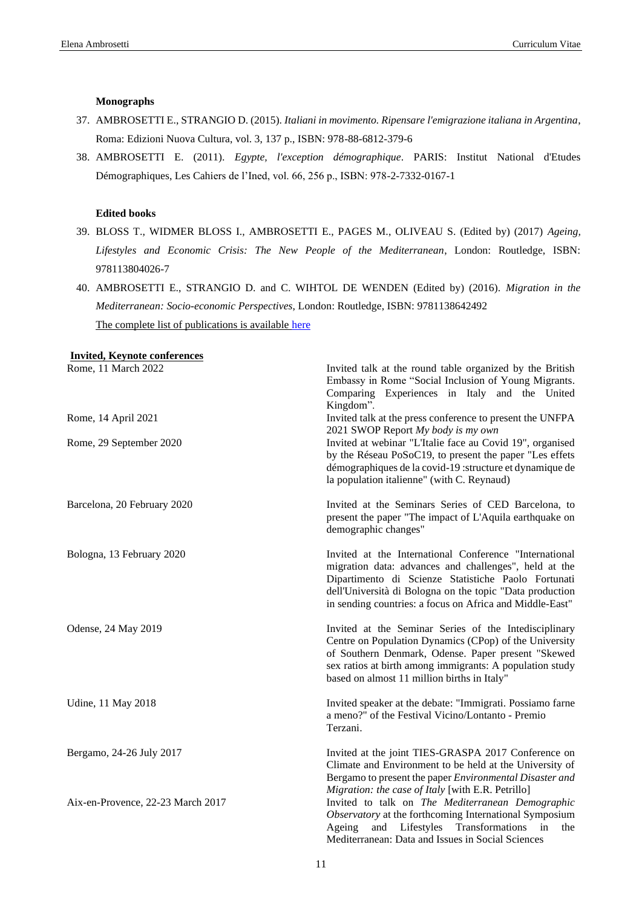#### Monographs

37. AMBROSETTI E., STRANGIO D. (2015). *Italiani in movimento. Ripensare l'emigrazione italiana in Argentina*, Roma: Edizioni Nuova Cultura, vol. 3, 137 p., ISBN: 978-88-6812-379-6
38. AMBROSETTI E. (2011). *Egypte, l'exception démographique*. PARIS: Institut National d'Etudes Démographiques, Les Cahiers de l'Ined, vol. 66, 256 p., ISBN: 978-2-7332-0167-1

#### Edited books

39. BLOSS T., WIDMER BLOSS I., AMBROSETTI E., PAGES M., OLIVEAU S. (Edited by) (2017) *Ageing, Lifestyles and Economic Crisis: The New People of the Mediterranean*, London: Routledge, ISBN: 978113804026-7
40. AMBROSETTI E., STRANGIO D. and C. WIHTOL DE WENDEN (Edited by) (2016). *Migration in the Mediterranean: Socio-economic Perspectives*, London: Routledge, ISBN: 9781138642492

The complete list of publications is available here

#### Invited, Keynote conferences

| | |
|---|---|
| Rome, 11 March 2022 | Invited talk at the round table organized by the British Embassy in Rome "Social Inclusion of Young Migrants. Comparing Experiences in Italy and the United Kingdom". |
| Rome, 14 April 2021 | Invited talk at the press conference to present the UNFPA 2021 SWOP Report *My body is my own* |
| Rome, 29 September 2020 | Invited at webinar "L'Italie face au Covid 19", organised by the Réseau PoSoC19, to present the paper "Les effets démographiques de la covid-19 :structure et dynamique de la population italienne" (with C. Reynaud) |
| Barcelona, 20 February 2020 | Invited at the Seminars Series of CED Barcelona, to present the paper "The impact of L'Aquila earthquake on demographic changes" |
| Bologna, 13 February 2020 | Invited at the International Conference "International migration data: advances and challenges", held at the Dipartimento di Scienze Statistiche Paolo Fortunati dell'Università di Bologna on the topic "Data production in sending countries: a focus on Africa and Middle-East" |
| Odense, 24 May 2019 | Invited at the Seminar Series of the Intedisciplinary Centre on Population Dynamics (CPop) of the University of Southern Denmark, Odense. Paper present "Skewed sex ratios at birth among immigrants: A population study based on almost 11 million births in Italy" |
| Udine, 11 May 2018 | Invited speaker at the debate: "Immigrati. Possiamo farne a meno?" of the Festival Vicino/Lontanto - Premio Terzani. |
| Bergamo, 24-26 July 2017 | Invited at the joint TIES-GRASPA 2017 Conference on Climate and Environment to be held at the University of Bergamo to present the paper *Environmental Disaster and Migration: the case of Italy* [with E.R. Petrillo] |
| Aix-en-Provence, 22-23 March 2017 | Invited to talk on *The Mediterranean Demographic Observatory* at the forthcoming International Symposium Ageing and Lifestyles Transformations in the Mediterranean: Data and Issues in Social Sciences |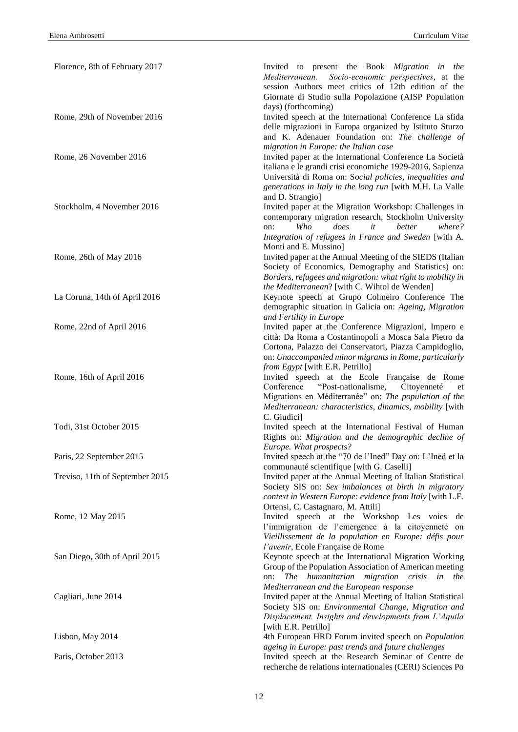| | |
|---|---|
| Florence, 8th of February 2017 | Invited to present the Book *Migration in the Mediterranean. Socio-economic perspectives*, at the session Authors meet critics of 12th edition of the Giornate di Studio sulla Popolazione (AISP Population days) (forthcoming) |
| Rome, 29th of November 2016 | Invited speech at the International Conference La sfida delle migrazioni in Europa organized by Istituto Sturzo and K. Adenauer Foundation on: *The challenge of migration in Europe: the Italian case* |
| Rome, 26 November 2016 | Invited paper at the International Conference La Società italiana e le grandi crisi economiche 1929-2016, Sapienza Università di Roma on: S*ocial policies, inequalities and generations in Italy in the long run* [with M.H. La Valle and D. Strangio] |
| Stockholm, 4 November 2016 | Invited paper at the Migration Workshop: Challenges in contemporary migration research, Stockholm University on: *Who does it better where? Integration of refugees in France and Sweden* [with A. Monti and E. Mussino] |
| Rome, 26th of May 2016 | Invited paper at the Annual Meeting of the SIEDS (Italian Society of Economics, Demography and Statistics) on: *Borders, refugees and migration: what right to mobility in the Mediterranean*? [with C. Wihtol de Wenden] |
| La Coruna, 14th of April 2016 | Keynote speech at Grupo Colmeiro Conference The demographic situation in Galicia on: *Ageing, Migration and Fertility in Europe* |
| Rome, 22nd of April 2016 | Invited paper at the Conference Migrazioni, Impero e città: Da Roma a Costantinopoli a Mosca Sala Pietro da Cortona, Palazzo dei Conservatori, Piazza Campidoglio, on: *Unaccompanied minor migrants in Rome, particularly from Egypt* [with E.R. Petrillo] |
| Rome, 16th of April 2016 | Invited speech at the Ecole Française de Rome Conference "Post-nationalisme, Citoyenneté et Migrations en Méditerranée" on: *The population of the Mediterranean: characteristics, dinamics, mobility* [with C. Giudici] |
| Todi, 31st October 2015 | Invited speech at the International Festival of Human Rights on: *Migration and the demographic decline of Europe. What prospects?* |
| Paris, 22 September 2015 | Invited speech at the "70 de l'Ined" Day on: L'Ined et la communauté scientifique [with G. Caselli] |
| Treviso, 11th of September 2015 | Invited paper at the Annual Meeting of Italian Statistical Society SIS on: *Sex imbalances at birth in migratory context in Western Europe: evidence from Italy* [with L.E. Ortensi, C. Castagnaro, M. Attili] |
| Rome, 12 May 2015 | Invited speech at the Workshop Les voies de l'immigration de l'emergence à la citoyenneté on *Vieillissement de la population en Europe: défis pour l'avenir*, Ecole Française de Rome |
| San Diego, 30th of April 2015 | Keynote speech at the International Migration Working Group of the Population Association of American meeting on: *The humanitarian migration crisis in the Mediterranean and the European response* |
| Cagliari, June 2014 | Invited paper at the Annual Meeting of Italian Statistical Society SIS on: *Environmental Change, Migration and Displacement. Insights and developments from L'Aquila* [with E.R. Petrillo] |
| Lisbon, May 2014 | 4th European HRD Forum invited speech on *Population ageing in Europe: past trends and future challenges* |
| Paris, October 2013 | Invited speech at the Research Seminar of Centre de recherche de relations internationales (CERI) Sciences Po |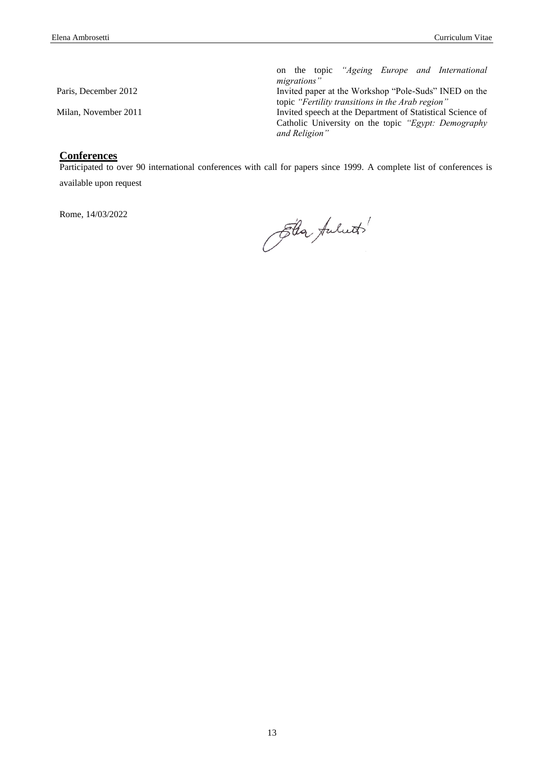| | |
|---|---|
| | on the topic *"Ageing Europe and International migrations"* |
| Paris, December 2012 | Invited paper at the Workshop "Pole-Suds" INED on the topic *"Fertility transitions in the Arab region"* |
| Milan, November 2011 | Invited speech at the Department of Statistical Science of Catholic University on the topic *"Egypt: Demography and Religion"* |

## Conferences

Participated to over 90 international conferences with call for papers since 1999. A complete list of conferences is available upon request

Rome, 14/03/2022